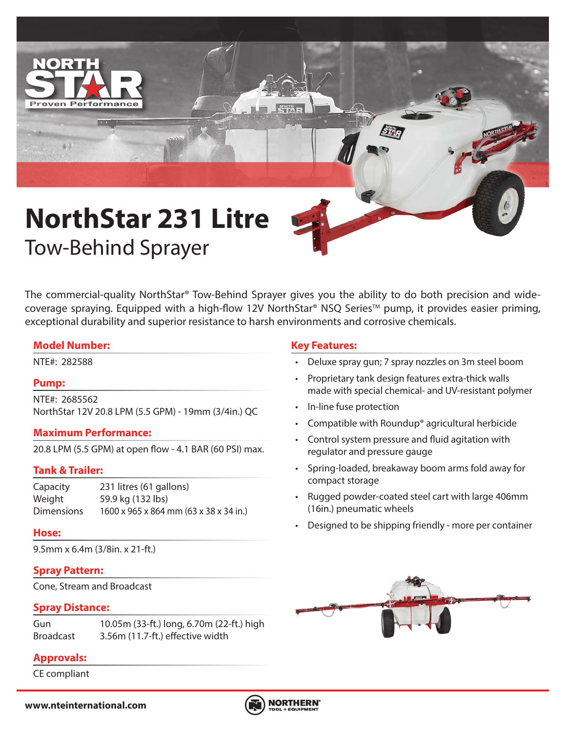# NorthStar 231 Litre

## Tow-Behind Sprayer

The commercial-quality NorthStar® Tow-Behind Sprayer gives you the ability to do both precision and wide-coverage spraying. Equipped with a high-flow 12V NorthStar® NSQ Series™ pump, it provides easier priming, exceptional durability and superior resistance to harsh environments and corrosive chemicals.

### Model Number:

NTE#: 282588

### Pump:

NTE#: 2685562
NorthStar 12V 20.8 LPM (5.5 GPM) - 19mm (3/4in.) QC

### Maximum Performance:

20.8 LPM (5.5 GPM) at open flow - 4.1 BAR (60 PSI) max.

### Tank & Trailer:

| | |
|---|---|
| Capacity | 231 litres (61 gallons) |
| Weight | 59.9 kg (132 lbs) |
| Dimensions | 1600 x 965 x 864 mm (63 x 38 x 34 in.) |

### Hose:

9.5mm x 6.4m (3/8in. x 21-ft.)

### Spray Pattern:

Cone, Stream and Broadcast

### Spray Distance:

| | |
|---|---|
| Gun | 10.05m (33-ft.) long, 6.70m (22-ft.) high |
| Broadcast | 3.56m (11.7-ft.) effective width |

### Approvals:

CE compliant

### Key Features:

- Deluxe spray gun; 7 spray nozzles on 3m steel boom
- Proprietary tank design features extra-thick walls made with special chemical- and UV-resistant polymer
- In-line fuse protection
- Compatible with Roundup® agricultural herbicide
- Control system pressure and fluid agitation with regulator and pressure gauge
- Spring-loaded, breakaway boom arms fold away for compact storage
- Rugged powder-coated steel cart with large 406mm (16in.) pneumatic wheels
- Designed to be shipping friendly - more per container

**www.nteinternational.com**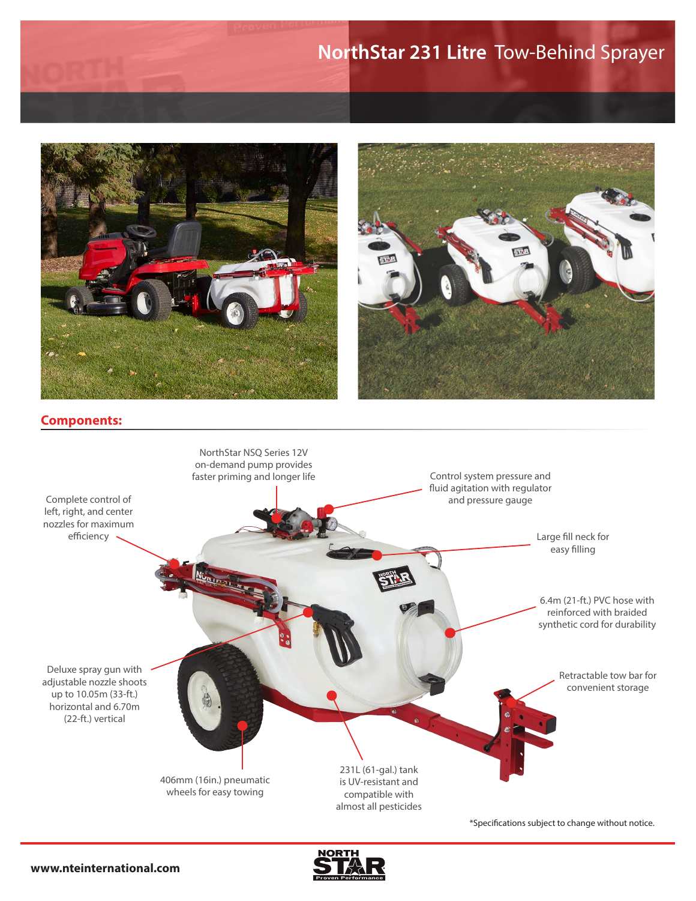# NorthStar 231 Litre Tow-Behind Sprayer

## Components:

NorthStar NSQ Series 12V on-demand pump provides faster priming and longer life

Control system pressure and fluid agitation with regulator and pressure gauge

Complete control of left, right, and center nozzles for maximum efficiency

Large fill neck for easy filling

6.4m (21-ft.) PVC hose with reinforced with braided synthetic cord for durability

Deluxe spray gun with adjustable nozzle shoots up to 10.05m (33-ft.) horizontal and 6.70m (22-ft.) vertical

Retractable tow bar for convenient storage

406mm (16in.) pneumatic wheels for easy towing

231L (61-gal.) tank is UV-resistant and compatible with almost all pesticides

*Specifications subject to change without notice.

www.nteinternational.com